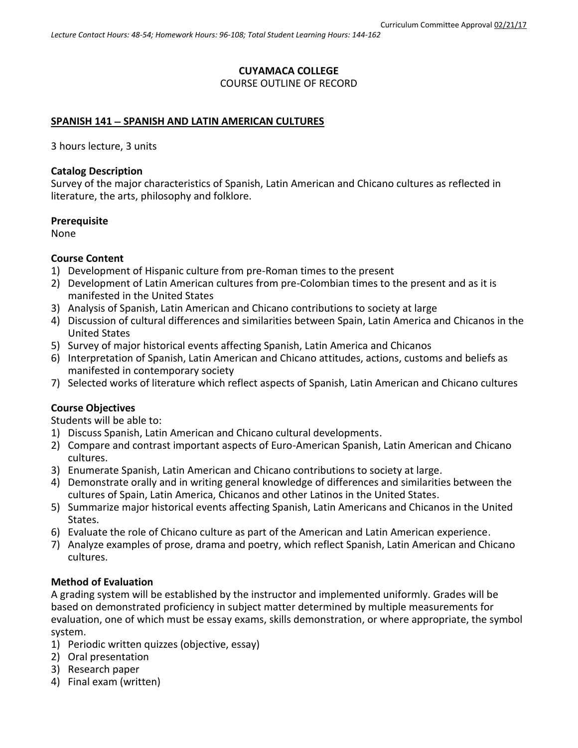Curriculum Committee Approval 02/21/17

*Lecture Contact Hours: 48-54; Homework Hours: 96-108; Total Student Learning Hours: 144-162*

**CUYAMACA COLLEGE**

COURSE OUTLINE OF RECORD

**SPANISH 141 – SPANISH AND LATIN AMERICAN CULTURES**

3 hours lecture, 3 units

**Catalog Description**

Survey of the major characteristics of Spanish, Latin American and Chicano cultures as reflected in literature, the arts, philosophy and folklore.

**Prerequisite**

None

**Course Content**

1) Development of Hispanic culture from pre-Roman times to the present
2) Development of Latin American cultures from pre-Colombian times to the present and as it is manifested in the United States
3) Analysis of Spanish, Latin American and Chicano contributions to society at large
4) Discussion of cultural differences and similarities between Spain, Latin America and Chicanos in the United States
5) Survey of major historical events affecting Spanish, Latin America and Chicanos
6) Interpretation of Spanish, Latin American and Chicano attitudes, actions, customs and beliefs as manifested in contemporary society
7) Selected works of literature which reflect aspects of Spanish, Latin American and Chicano cultures

**Course Objectives**

Students will be able to:

1) Discuss Spanish, Latin American and Chicano cultural developments.
2) Compare and contrast important aspects of Euro-American Spanish, Latin American and Chicano cultures.
3) Enumerate Spanish, Latin American and Chicano contributions to society at large.
4) Demonstrate orally and in writing general knowledge of differences and similarities between the cultures of Spain, Latin America, Chicanos and other Latinos in the United States.
5) Summarize major historical events affecting Spanish, Latin Americans and Chicanos in the United States.
6) Evaluate the role of Chicano culture as part of the American and Latin American experience.
7) Analyze examples of prose, drama and poetry, which reflect Spanish, Latin American and Chicano cultures.

**Method of Evaluation**

A grading system will be established by the instructor and implemented uniformly. Grades will be based on demonstrated proficiency in subject matter determined by multiple measurements for evaluation, one of which must be essay exams, skills demonstration, or where appropriate, the symbol system.

1) Periodic written quizzes (objective, essay)
2) Oral presentation
3) Research paper
4) Final exam (written)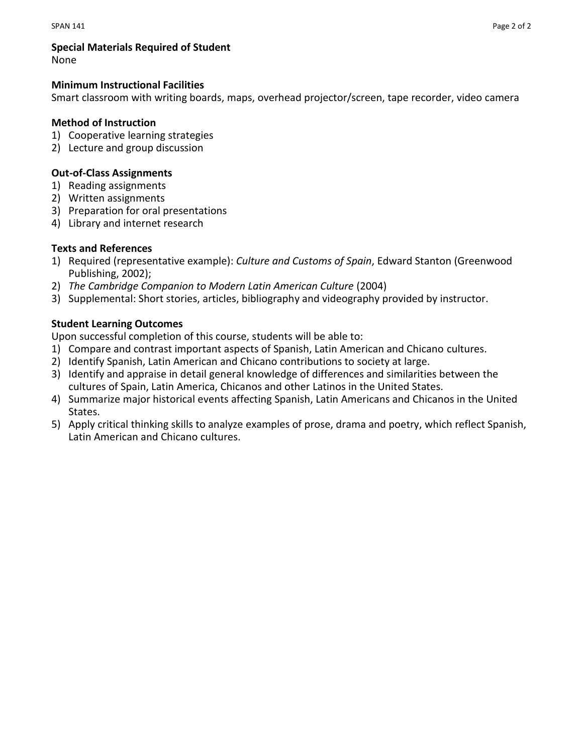### Special Materials Required of Student
None

### Minimum Instructional Facilities
Smart classroom with writing boards, maps, overhead projector/screen, tape recorder, video camera

### Method of Instruction
1) Cooperative learning strategies
2) Lecture and group discussion

### Out-of-Class Assignments
1) Reading assignments
2) Written assignments
3) Preparation for oral presentations
4) Library and internet research

### Texts and References
1) Required (representative example): *Culture and Customs of Spain*, Edward Stanton (Greenwood Publishing, 2002);
2) *The Cambridge Companion to Modern Latin American Culture* (2004)
3) Supplemental: Short stories, articles, bibliography and videography provided by instructor.

### Student Learning Outcomes
Upon successful completion of this course, students will be able to:
1) Compare and contrast important aspects of Spanish, Latin American and Chicano cultures.
2) Identify Spanish, Latin American and Chicano contributions to society at large.
3) Identify and appraise in detail general knowledge of differences and similarities between the cultures of Spain, Latin America, Chicanos and other Latinos in the United States.
4) Summarize major historical events affecting Spanish, Latin Americans and Chicanos in the United States.
5) Apply critical thinking skills to analyze examples of prose, drama and poetry, which reflect Spanish, Latin American and Chicano cultures.